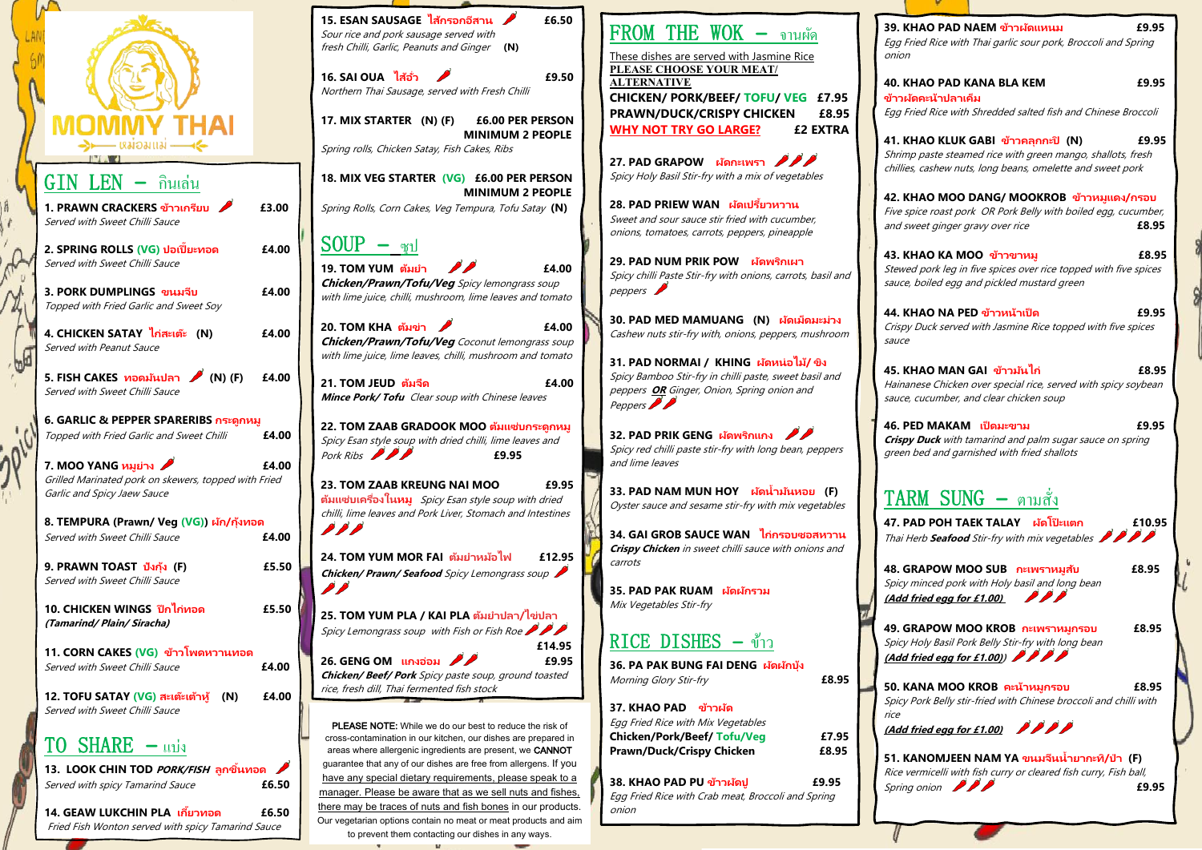# MOMMY THAI

เหม่อมแม่

## GIN LEN – กินเล่น

**1. PRAWN CRACKERS ข้าวเกรียบ** 🌶 **£3.00**
*Served with Sweet Chilli Sauce*

**2. SPRING ROLLS (VG) ปอเปี๊ยะทอด** **£4.00**
*Served with Sweet Chilli Sauce*

**3. PORK DUMPLINGS ขนมจีบ** **£4.00**
*Topped with Fried Garlic and Sweet Soy*

**4. CHICKEN SATAY ไก่สะเต๊ะ (N)** **£4.00**
*Served with Peanut Sauce*

**5. FISH CAKES ทอดมันปลา** 🌶 **(N) (F)** **£4.00**
*Served with Sweet Chilli Sauce*

**6. GARLIC & PEPPER SPARERIBS กระดูกหมู** **£4.00**
*Topped with Fried Garlic and Sweet Chilli*

**7. MOO YANG หมูย่าง** 🌶 **£4.00**
*Grilled Marinated pork on skewers, topped with Fried Garlic and Spicy Jaew Sauce*

**8. TEMPURA (Prawn/ Veg (VG)) ผัก/กุ้งทอด** **£4.00**
*Served with Sweet Chilli Sauce*

**9. PRAWN TOAST ปังกุ้ง (F)** **£5.50**
*Served with Sweet Chilli Sauce*

**10. CHICKEN WINGS ปีกไก่ทอด** **£5.50**
***(Tamarind/ Plain/ Siracha)***

**11. CORN CAKES (VG) ข้าวโพดหวานทอด** **£4.00**
*Served with Sweet Chilli Sauce*

**12. TOFU SATAY (VG) สะเต๊ะเต้าหู้ (N)** **£4.00**
*Served with Sweet Chilli Sauce*

## TO SHARE – แบ่ง

**13. LOOK CHIN TOD *PORK/FISH* ลูกชิ้นทอด** 🌶 **£6.50**
*Served with spicy Tamarind Sauce*

**14. GEAW LUKCHIN PLA เกี๊ยวทอด** **£6.50**
*Fried Fish Wonton served with spicy Tamarind Sauce*

**15. ESAN SAUSAGE ไส้กรอกอีสาน** 🌶 **£6.50**
*Sour rice and pork sausage served with fresh Chilli, Garlic, Peanuts and Ginger* **(N)**

**16. SAI OUA ไส้อั่ว** 🌶 **£9.50**
*Northern Thai Sausage, served with Fresh Chilli*

**17. MIX STARTER (N) (F)** **£6.00 PER PERSON MINIMUM 2 PEOPLE**
*Spring rolls, Chicken Satay, Fish Cakes, Ribs*

**18. MIX VEG STARTER (VG)** **£6.00 PER PERSON MINIMUM 2 PEOPLE**
*Spring Rolls, Corn Cakes, Veg Tempura, Tofu Satay* **(N)**

## SOUP – ซุป

**19. TOM YUM ต้มยำ** 🌶🌶 **£4.00**
***Chicken/Prawn/Tofu/Veg*** *Spicy lemongrass soup with lime juice, chilli, mushroom, lime leaves and tomato*

**20. TOM KHA ต้มข่า** 🌶 **£4.00**
***Chicken/Prawn/Tofu/Veg*** *Coconut lemongrass soup with lime juice, lime leaves, chilli, mushroom and tomato*

**21. TOM JEUD ต้มจืด** **£4.00**
***Mince Pork/ Tofu*** *Clear soup with Chinese leaves*

**22. TOM ZAAB GRADOOK MOO ต้มแซ่บกระดูกหมู**
*Spicy Esan style soup with dried chilli, lime leaves and Pork Ribs* 🌶🌶🌶 **£9.95**

**23. TOM ZAAB KREUNG NAI MOO** **£9.95**
**ต้มแซ่บเครื่องในหมู** *Spicy Esan style soup with dried chilli, lime leaves and Pork Liver, Stomach and Intestines* 🌶🌶🌶

**24. TOM YUM MOR FAI ต้มยำหม้อไฟ** **£12.95**
***Chicken/ Prawn/ Seafood*** *Spicy Lemongrass soup* 🌶🌶🌶

**25. TOM YUM PLA / KAI PLA ต้มยำปลา/ไข่ปลา**
*Spicy Lemongrass soup with Fish or Fish Roe* 🌶🌶🌶 **£14.95**

**26. GENG OM แกงอ่อม** 🌶🌶 **£9.95**
***Chicken/ Beef/ Pork*** *Spicy paste soup, ground toasted rice, fresh dill, Thai fermented fish stock*

**PLEASE NOTE:** While we do our best to reduce the risk of cross-contamination in our kitchen, our dishes are prepared in areas where allergenic ingredients are present, we **CANNOT** guarantee that any of our dishes are free from allergens. If you have any special dietary requirements, please speak to a manager. Please be aware that as we sell nuts and fishes, there may be traces of nuts and fish bones in our products. Our vegetarian options contain no meat or meat products and aim to prevent them contacting our dishes in any ways.

## FROM THE WOK – จานผัด

These dishes are served with Jasmine Rice
**PLEASE CHOOSE YOUR MEAT/ ALTERNATIVE**
**CHICKEN/ PORK/BEEF/ TOFU/ VEG £7.95**
**PRAWN/DUCK/CRISPY CHICKEN £8.95**
**WHY NOT TRY GO LARGE? £2 EXTRA**

**27. PAD GRAPOW ผัดกะเพรา** 🌶🌶🌶
*Spicy Holy Basil Stir-fry with a mix of vegetables*

**28. PAD PRIEW WAN ผัดเปรี้ยวหวาน**
*Sweet and sour sauce stir fried with cucumber, onions, tomatoes, carrots, peppers, pineapple*

**29. PAD NUM PRIK POW ผัดพริกเผา**
*Spicy chilli Paste Stir-fry with onions, carrots, basil and peppers* 🌶

**30. PAD MED MAMUANG (N) ผัดเม็ดมะม่วง**
*Cashew nuts stir-fry with, onions, peppers, mushroom*

**31. PAD NORMAI / KHING ผัดหน่อไม้/ ขิง**
*Spicy Bamboo Stir-fry in chilli paste, sweet basil and peppers* ***OR*** *Ginger, Onion, Spring onion and Peppers* 🌶🌶

**32. PAD PRIK GENG ผัดพริกแกง** 🌶🌶
*Spicy red chilli paste stir-fry with long bean, peppers and lime leaves*

**33. PAD NAM MUN HOY ผัดน้ำมันหอย (F)**
*Oyster sauce and sesame stir-fry with mix vegetables*

**34. GAI GROB SAUCE WAN ไก่กรอบซอสหวาน**
***Crispy Chicken*** *in sweet chilli sauce with onions and carrots*

**35. PAD PAK RUAM ผัดผักรวม**
*Mix Vegetables Stir-fry*

## RICE DISHES – ข้าว

**36. PA PAK BUNG FAI DENG ผัดผักบุ้ง** **£8.95**
*Morning Glory Stir-fry*

**37. KHAO PAD ข้าวผัด**
*Egg Fried Rice with Mix Vegetables*
**Chicken/Pork/Beef/ Tofu/Veg £7.95**
**Prawn/Duck/Crispy Chicken £8.95**

**38. KHAO PAD PU ข้าวผัดปู** **£9.95**
*Egg Fried Rice with Crab meat, Broccoli and Spring onion*

**39. KHAO PAD NAEM ข้าวผัดแหนม** **£9.95**
*Egg Fried Rice with Thai garlic sour pork, Broccoli and Spring onion*

**40. KHAO PAD KANA BLA KEM** **£9.95**
**ข้าวผัดคะน้าปลาเค็ม**
*Egg Fried Rice with Shredded salted fish and Chinese Broccoli*

**41. KHAO KLUK GABI ข้าวคลุกกะปิ (N)** **£9.95**
*Shrimp paste steamed rice with green mango, shallots, fresh chillies, cashew nuts, long beans, omelette and sweet pork*

**42. KHAO MOO DANG/ MOOKROB ข้าวหมูแดง/กรอบ**
*Five spice roast pork OR Pork Belly with boiled egg, cucumber, and sweet ginger gravy over rice* **£8.95**

**43. KHAO KA MOO ข้าวขาหมู** **£8.95**
*Stewed pork leg in five spices over rice topped with five spices sauce, boiled egg and pickled mustard green*

**44. KHAO NA PED ข้าวหน้าเป็ด** **£9.95**
*Crispy Duck served with Jasmine Rice topped with five spices sauce*

**45. KHAO MAN GAI ข้าวมันไก่** **£8.95**
*Hainanese Chicken over special rice, served with spicy soybean sauce, cucumber, and clear chicken soup*

**46. PED MAKAM เป็ดมะขาม** **£9.95**
***Crispy Duck*** *with tamarind and palm sugar sauce on spring green bed and garnished with fried shallots*

## TARM SUNG – ตามสั่ง

**47. PAD POH TAEK TALAY ผัดโป๊ะแตก** **£10.95**
*Thai Herb* ***Seafood*** *Stir-fry with mix vegetables* 🌶🌶🌶🌶

**48. GRAPOW MOO SUB กะเพราหมูสับ** **£8.95**
*Spicy minced pork with Holy basil and long bean*
***(Add fried egg for £1.00)*** 🌶🌶🌶

**49. GRAPOW MOO KROB กะเพราหมูกรอบ** **£8.95**
*Spicy Holy Basil Pork Belly Stir-fry with long bean*
***(Add fried egg for £1.00))*** 🌶🌶🌶🌶

**50. KANA MOO KROB คะน้าหมูกรอบ** **£8.95**
*Spicy Pork Belly stir-fried with Chinese broccoli and chilli with rice*
***(Add fried egg for £1.00)*** 🌶🌶🌶🌶

**51. KANOMJEEN NAM YA ขนมจีนน้ำยากะทิ/ป่า (F)**
*Rice vermicelli with fish curry or cleared fish curry, Fish ball, Spring onion* 🌶🌶🌶 **£9.95**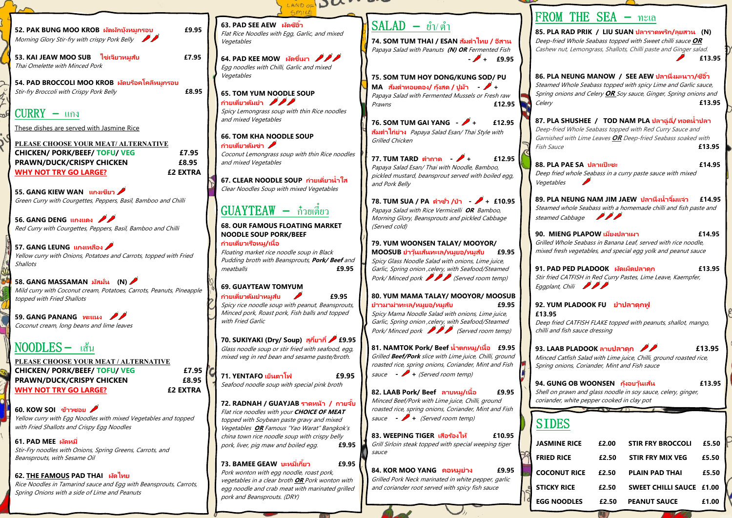**52. PAK BUNG MOO KROB** ผัดผักบุ้งหมูกรอบ £9.95
*Morning Glory Stir-fry with crispy Pork Belly*

**53. KAI JEAW MOO SUB** ไข่เจียวหมูสับ £7.95
*Thai Omelette with Minced Pork*

**54. PAD BROCCOLI MOO KROB** ผัดบร็อคโคลีหมูกรอบ
*Stir-fry Broccoli with Crispy Pork Belly* £8.95

## CURRY – แกง

These dishes are served with Jasmine Rice

| PLEASE CHOOSE YOUR MEAT/ ALTERNATIVE | |
|---|---|
| CHICKEN/ PORK/BEEF/ TOFU/ VEG | £7.95 |
| PRAWN/DUCK/CRISPY CHICKEN | £8.95 |
| WHY NOT TRY GO LARGE? | £2 EXTRA |

**55. GANG KIEW WAN** แกงเขียว
*Green Curry with Courgettes, Peppers, Basil, Bamboo and Chilli*

**56. GANG DENG** แกงแดง
*Red Curry with Courgettes, Peppers, Basil, Bamboo and Chilli*

**57. GANG LEUNG** แกงเหลือง
*Yellow curry with Onions, Potatoes and Carrots, topped with Fried Shallots*

**58. GANG MASSAMAN** มัสมั่น **(N)**
*Mild curry with Coconut cream, Potatoes, Carrots, Peanuts, Pineapple topped with Fried Shallots*

**59. GANG PANANG** พะแนง
*Coconut cream, long beans and lime leaves*

## NOODLES – เส้น

| PLEASE CHOOSE YOUR MEAT / ALTERNATIVE | |
|---|---|
| CHICKEN/ PORK/BEEF/ TOFU/ VEG | £7.95 |
| PRAWN/DUCK/CRISPY CHICKEN | £8.95 |
| WHY NOT TRY GO LARGE? | £2 EXTRA |

**60. KOW SOI** ข้าวซอย
*Yellow curry with Egg Noodles with mixed Vegetables and topped with Fried Shallots and Crispy Egg Noodles*

**61. PAD MEE** ผัดหมี่
*Stir-Fry noodles with Onions, Spring Greens, Carrots, and Beansprouts, with Sesame Oil*

**62. THE FAMOUS PAD THAI** ผัดไทย
*Rice Noodles in Tamarind sauce and Egg with Beansprouts, Carrots, Spring Onions with a side of Lime and Peanuts*

**63. PAD SEE AEW** ผัดซีอิ๊ว
*Flat Rice Noodles with Egg, Garlic, and mixed Vegetables*

**64. PAD KEE MOW** ผัดขี้เมา
*Egg noodles with Chilli, Garlic and mixed Vegetables*

**65. TOM YUM NOODLE SOUP** ก๋วยเตี๋ยวต้มยำ
*Spicy Lemongrass soup with thin Rice noodles and mixed Vegetables*

**66. TOM KHA NOODLE SOUP** ก๋วยเตี๋ยวต้มข่า
*Coconut Lemongrass soup with thin Rice noodles and mixed Vegetables*

**67. CLEAR NOODLE SOUP** ก๋วยเตี๋ยวน้ำใส
*Clear Noodles Soup with mixed Vegetables*

## GUAYTEAW – ก๋วยเตี๋ยว

**68. OUR FAMOUS FLOATING MARKET NOODLE SOUP PORK/BEEF** ก๋วยเตี๋ยวเรือหมู/เนื้อ
*Floating market rice noodle soup in Black Pudding broth with Beansprouts, **Pork/ Beef** and meatballs* £9.95

**69. GUAYTEAW TOMYUM** ก๋วยเตี๋ยวต้มยำหมูสับ £9.95
*Spicy rice noodle soup with peanut, Beansprouts, Minced pork, Roast pork, Fish balls and topped with Fried Garlic*

**70. SUKIYAKI (Dry/ Soup)** สุกี้ยากี้ £9.95
*Glass noodle soup or stir fried with seafood, egg, mixed veg in red bean and sesame paste/broth.*

**71. YENTAFO** เย็นตาโฟ £9.95
*Seafood noodle soup with special pink broth*

**72. RADNAH / GUAYJAB** ราดหน้า / กวยจั๊บ
*Flat rice noodles with your **CHOICE OF MEAT** topped with Soybean paste gravy and mixed Vegetables **OR** Famous "Yao Warat" Bangkok's china town rice noodle soup with crispy belly pork, liver, pig maw and boiled egg.* £9.95

**73. BAMEE GEAW** บะหมี่เกี๊ยว £9.95
*Pork wonton with egg noodle, roast pork, vegetables in a clear broth **OR** Pork wonton with egg noodle and crab meat with marinated grilled pork and Beansprouts. (DRY)*

## SALAD – ยำ/ ตำ

**74. SOM TUM THAI / ESAN** ส้มตำไทย / อีสาน
*Papaya Salad with Peanuts **(N) OR** Fermented Fish* - + £9.95

**75. SOM TUM HOY DONG/KUNG SOD/ PU MA** ส้มตำหอยดอง/ กุ้งสด / ปูม้า - +
*Papaya Salad with Fermented Mussels or Fresh raw Prawns* £12.95

**76. SOM TUM GAI YANG** - + £12.95
ส้มตำไก่ย่าง *Papaya Salad Esan/ Thai Style with Grilled Chicken*

**77. TUM TARD** ตำถาด - + £12.95
*Papaya Salad Esan/ Thai with Noodle, Bamboo, pickled mustard, beansprout served with boiled egg, and Pork Belly*

**78. TUM SUA / PA** ตำซั่ว /ป่า - + £10.95
*Papaya Salad with Rice Vermicelli **OR** Bamboo, Morning Glory, Beansprouts and pickled Cabbage (Served cold)*

**79. YUM WOONSEN TALAY/ MOOYOR/ MOOSUB** ยำวุ้นเส้นทะเล/หมูยอ/หมูสับ £9.95
*Spicy Glass Noodle Salad with onions, Lime juice, Garlic, Spring onion ,celery, with Seafood/Steamed Pork/ Minced pork (Served room temp)*

**80. YUM MAMA TALAY/ MOOYOR/ MOOSUB** ยำมาม่าทะเล/หมูยอ/หมูสับ £9.95
*Spicy Mama Noodle Salad with onions, Lime juice, Garlic, Spring onion ,celery, with Seafood/Steamed Pork/ Minced pork (Served room temp)*

**81. NAMTOK Pork/ Beef** น้ำตกหมู/เนื้อ £9.95
*Grilled **Beef/Pork** slice with Lime juice, Chilli, ground roasted rice, spring onions, Coriander, Mint and Fish sauce* - + *(Served room temp)*

**82. LAAB Pork/ Beef** ลาบหมู/เนื้อ £9.95
*Minced Beef/Pork with Lime juice, Chilli, ground roasted rice, spring onions, Coriander, Mint and Fish sauce* - + *(Served room temp)*

**83. WEEPING TIGER** เสือร้องไห้ £10.95
*Grill Sirloin steak topped with special weeping tiger sauce*

**84. KOR MOO YANG** คอหมูย่าง £9.95
*Grilled Pork Neck marinated in white pepper, garlic and coriander root served with spicy fish sauce*

## FROM THE SEA – ทะเล

**85. PLA RAD PRIK / LIU SUAN** ปลาราดพริก/ลุยสวน **(N)**
*Deep-fried Whole Seabass topped with Sweet chilli sauce **OR** Cashew nut, Lemongrass, Shallots, Chilli paste and Ginger salad.* £13.95

**86. PLA NEUNG MANOW / SEE AEW** ปลานึ่งมะนาว/ซีอิ๊ว
*Steamed Whole Seabass topped with spicy Lime and Garlic sauce, Spring onions and Celery **OR** Soy sauce, Ginger, Spring onions and Celery* £13.95

**87. PLA SHUSHEE / TOD NAM PLA** ปลาฉู่ฉี่/ ทอดน้ำปลา
*Deep-fried Whole Seabass topped with Red Curry Sauce and Garnished with Lime Leaves **OR** Deep-fried Seabass soaked with Fish Sauce* £13.95

**88. PLA PAE SA** ปลาแป๊ะซะ £14.95
*Deep fried whole Seabass in a curry paste sauce with mixed Vegetables*

**89. PLA NEUNG NAM JIM JAEW** ปลานึ่งน้ำจิ้มแจ่ว £14.95
*Steamed whole Seabass with a homemade chilli and fish paste and steamed Cabbage*

**90. MIENG PLAPOW** เมี่ยงปลาเผา £14.95
*Grilled Whole Seabass in Banana Leaf, served with rice noodle, mixed fresh vegetables, and special egg yolk and peanut sauce*

**91. PAD PED PLADOOK** ผัดเผ็ดปลาดุก £13.95
*Stir fried CATFISH in Red Curry Pastes, Lime Leave, Kaempfer, Eggplant, Chili*

**92. YUM PLADOOK FU** ยำปลาดุกฟู
£13.95
*Deep fried CATFISH FLAKE topped with peanuts, shallot, mango, chilli and fish sauce dressing*

**93. LAAB PLADOOK** ลาบปลาดุก £13.95
*Minced Catfish Salad with Lime juice, Chilli, ground roasted rice, Spring onions, Coriander, Mint and Fish sauce*

**94. GUNG OB WOONSEN** กุ้งอบวุ้นเส้น £13.95
*Shell on prawn and glass noodle in soy sauce, celery, ginger, coriander, white pepper cooked in clay pot*

## SIDES

| | | | |
|---|---|---|---|
| JASMINE RICE | £2.00 | STIR FRY BROCCOLI | £5.50 |
| FRIED RICE | £2.50 | STIR FRY MIX VEG | £5.50 |
| COCONUT RICE | £2.50 | PLAIN PAD THAI | £5.50 |
| STICKY RICE | £2.50 | SWEET CHILLI SAUCE | £1.00 |
| EGG NOODLES | £2.50 | PEANUT SAUCE | £1.00 |